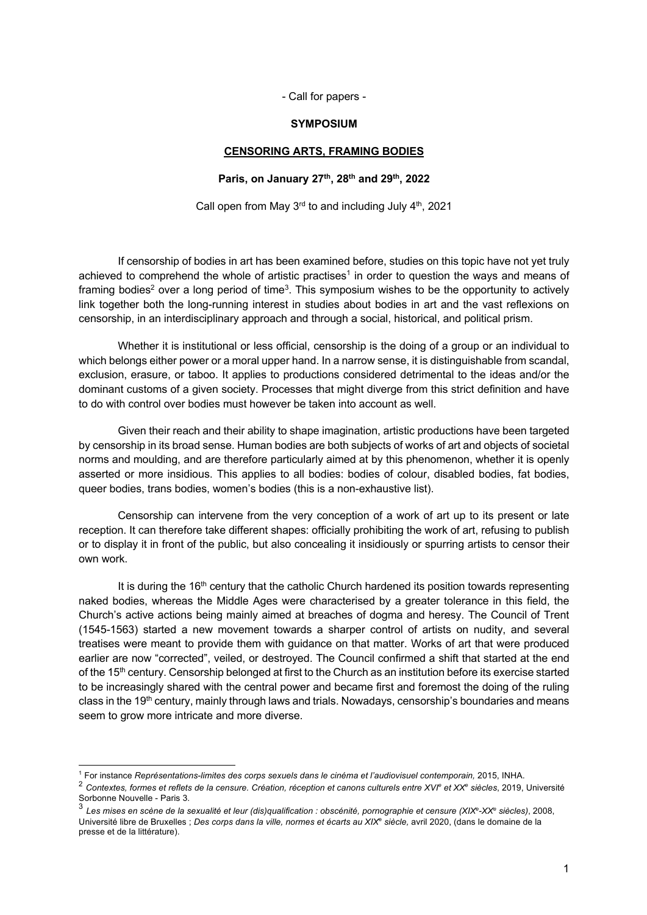- Call for papers -

**SYMPOSIUM**

# CENSORING ARTS, FRAMING BODIES

**Paris, on January 27th, 28th and 29th, 2022**

Call open from May 3rd to and including July 4th, 2021

If censorship of bodies in art has been examined before, studies on this topic have not yet truly achieved to comprehend the whole of artistic practises[1] in order to question the ways and means of framing bodies[2] over a long period of time[3]. This symposium wishes to be the opportunity to actively link together both the long-running interest in studies about bodies in art and the vast reflexions on censorship, in an interdisciplinary approach and through a social, historical, and political prism.

Whether it is institutional or less official, censorship is the doing of a group or an individual to which belongs either power or a moral upper hand. In a narrow sense, it is distinguishable from scandal, exclusion, erasure, or taboo. It applies to productions considered detrimental to the ideas and/or the dominant customs of a given society. Processes that might diverge from this strict definition and have to do with control over bodies must however be taken into account as well.

Given their reach and their ability to shape imagination, artistic productions have been targeted by censorship in its broad sense. Human bodies are both subjects of works of art and objects of societal norms and moulding, and are therefore particularly aimed at by this phenomenon, whether it is openly asserted or more insidious. This applies to all bodies: bodies of colour, disabled bodies, fat bodies, queer bodies, trans bodies, women's bodies (this is a non-exhaustive list).

Censorship can intervene from the very conception of a work of art up to its present or late reception. It can therefore take different shapes: officially prohibiting the work of art, refusing to publish or to display it in front of the public, but also concealing it insidiously or spurring artists to censor their own work.

It is during the 16th century that the catholic Church hardened its position towards representing naked bodies, whereas the Middle Ages were characterised by a greater tolerance in this field, the Church's active actions being mainly aimed at breaches of dogma and heresy. The Council of Trent (1545-1563) started a new movement towards a sharper control of artists on nudity, and several treatises were meant to provide them with guidance on that matter. Works of art that were produced earlier are now "corrected", veiled, or destroyed. The Council confirmed a shift that started at the end of the 15th century. Censorship belonged at first to the Church as an institution before its exercise started to be increasingly shared with the central power and became first and foremost the doing of the ruling class in the 19th century, mainly through laws and trials. Nowadays, censorship's boundaries and means seem to grow more intricate and more diverse.

---

[1] For instance *Représentations-limites des corps sexuels dans le cinéma et l'audiovisuel contemporain,* 2015, INHA.

[2] *Contextes, formes et reflets de la censure. Création, réception et canons culturels entre XVIe et XXe siècles*, 2019, Université Sorbonne Nouvelle - Paris 3.

[3] *Les mises en scène de la sexualité et leur (dis)qualification : obscénité, pornographie et censure (XIXe-XXe siècles)*, 2008, Université libre de Bruxelles ; *Des corps dans la ville, normes et écarts au XIXe siècle,* avril 2020, (dans le domaine de la presse et de la littérature).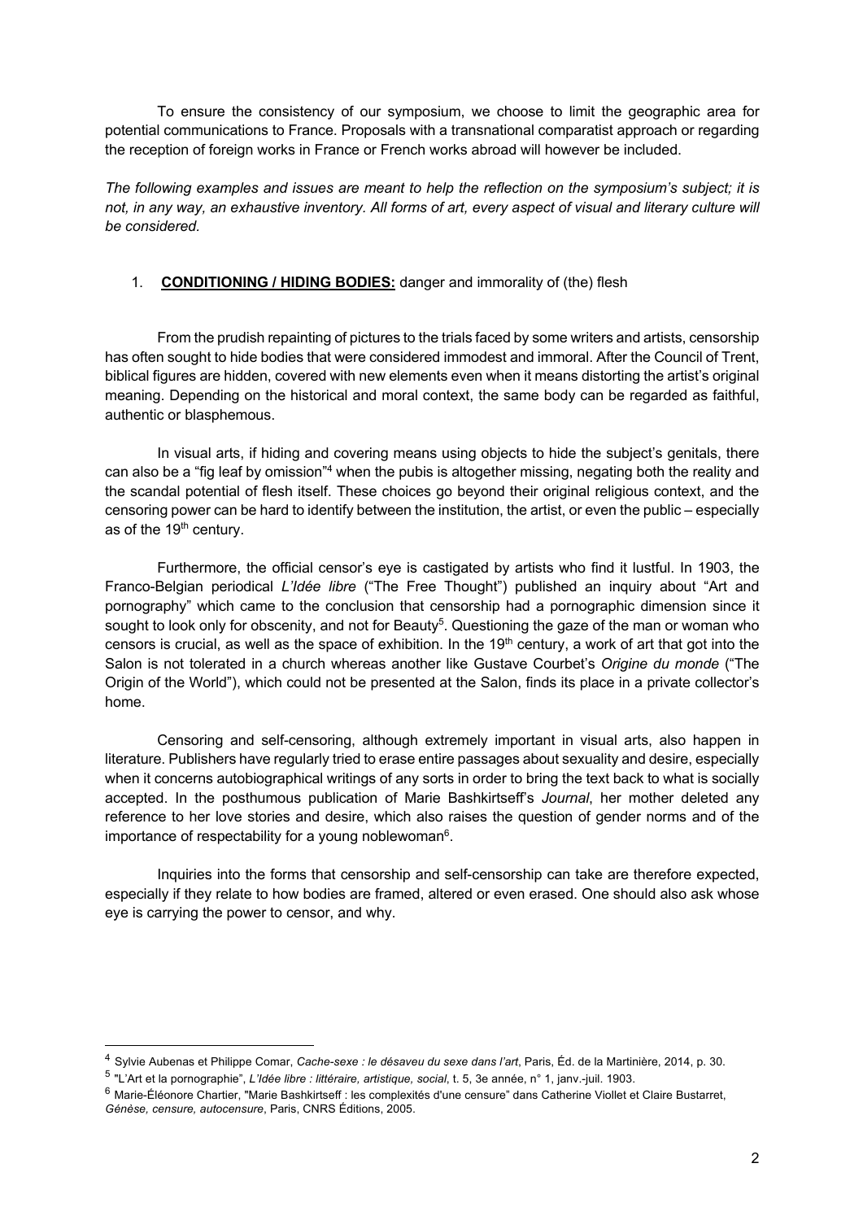To ensure the consistency of our symposium, we choose to limit the geographic area for potential communications to France. Proposals with a transnational comparatist approach or regarding the reception of foreign works in France or French works abroad will however be included.

*The following examples and issues are meant to help the reflection on the symposium's subject; it is not, in any way, an exhaustive inventory. All forms of art, every aspect of visual and literary culture will be considered.*

1. **CONDITIONING / HIDING BODIES:** danger and immorality of (the) flesh

From the prudish repainting of pictures to the trials faced by some writers and artists, censorship has often sought to hide bodies that were considered immodest and immoral. After the Council of Trent, biblical figures are hidden, covered with new elements even when it means distorting the artist's original meaning. Depending on the historical and moral context, the same body can be regarded as faithful, authentic or blasphemous.

In visual arts, if hiding and covering means using objects to hide the subject's genitals, there can also be a "fig leaf by omission"[4] when the pubis is altogether missing, negating both the reality and the scandal potential of flesh itself. These choices go beyond their original religious context, and the censoring power can be hard to identify between the institution, the artist, or even the public – especially as of the 19th century.

Furthermore, the official censor's eye is castigated by artists who find it lustful. In 1903, the Franco-Belgian periodical *L'Idée libre* ("The Free Thought") published an inquiry about "Art and pornography" which came to the conclusion that censorship had a pornographic dimension since it sought to look only for obscenity, and not for Beauty[5]. Questioning the gaze of the man or woman who censors is crucial, as well as the space of exhibition. In the 19th century, a work of art that got into the Salon is not tolerated in a church whereas another like Gustave Courbet's *Origine du monde* ("The Origin of the World"), which could not be presented at the Salon, finds its place in a private collector's home.

Censoring and self-censoring, although extremely important in visual arts, also happen in literature. Publishers have regularly tried to erase entire passages about sexuality and desire, especially when it concerns autobiographical writings of any sorts in order to bring the text back to what is socially accepted. In the posthumous publication of Marie Bashkirtseff's *Journal*, her mother deleted any reference to her love stories and desire, which also raises the question of gender norms and of the importance of respectability for a young noblewoman[6].

Inquiries into the forms that censorship and self-censorship can take are therefore expected, especially if they relate to how bodies are framed, altered or even erased. One should also ask whose eye is carrying the power to censor, and why.

---

[4] Sylvie Aubenas et Philippe Comar, *Cache-sexe : le désaveu du sexe dans l'art*, Paris, Éd. de la Martinière, 2014, p. 30.

[5] "L'Art et la pornographie", *L'Idée libre : littéraire, artistique, social*, t. 5, 3e année, n° 1, janv.-juil. 1903.

[6] Marie-Éléonore Chartier, "Marie Bashkirtseff : les complexités d'une censure" dans Catherine Viollet et Claire Bustarret, *Génèse, censure, autocensure*, Paris, CNRS Éditions, 2005.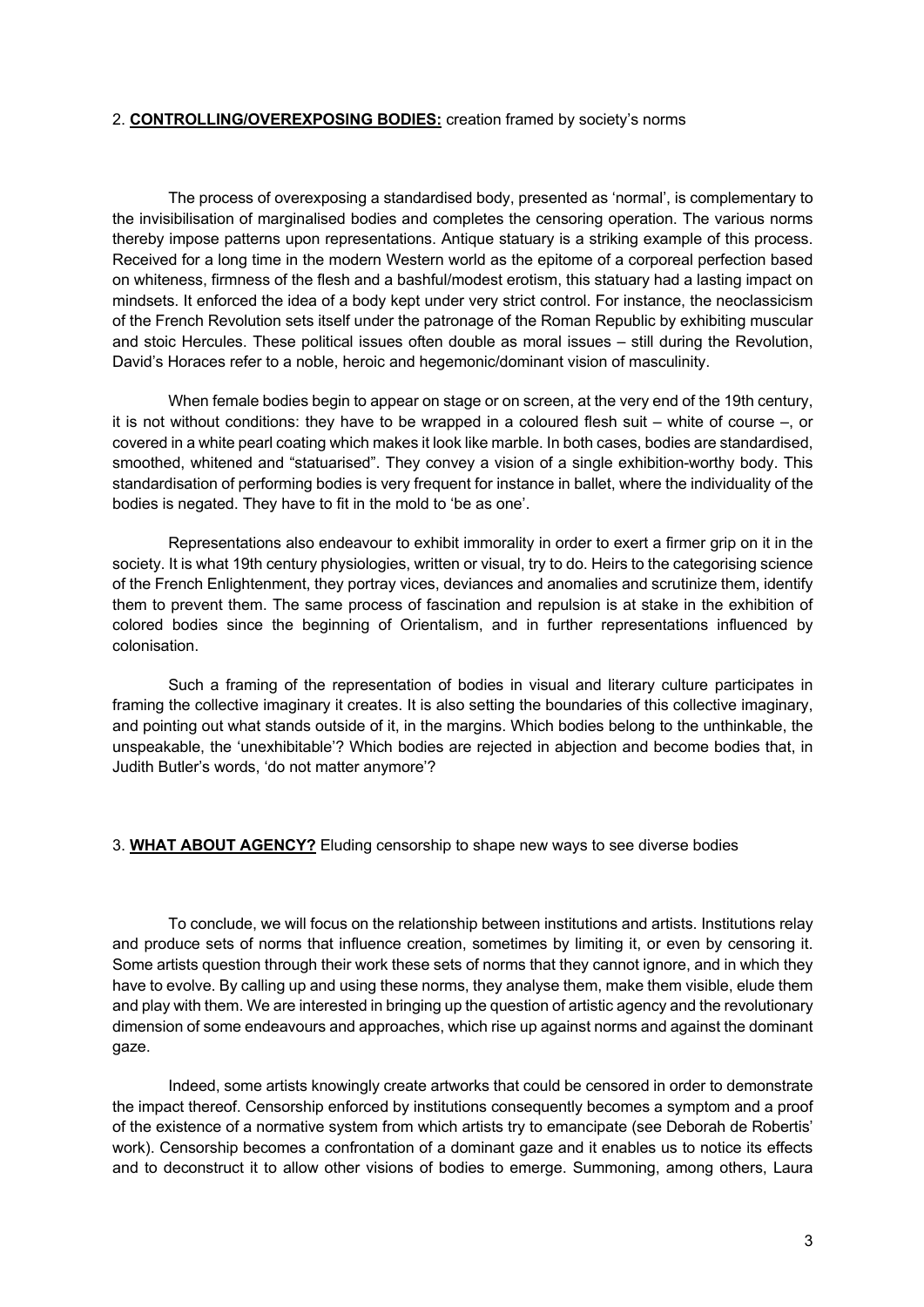## 2. **CONTROLLING/OVEREXPOSING BODIES:** creation framed by society's norms

The process of overexposing a standardised body, presented as 'normal', is complementary to the invisibilisation of marginalised bodies and completes the censoring operation. The various norms thereby impose patterns upon representations. Antique statuary is a striking example of this process. Received for a long time in the modern Western world as the epitome of a corporeal perfection based on whiteness, firmness of the flesh and a bashful/modest erotism, this statuary had a lasting impact on mindsets. It enforced the idea of a body kept under very strict control. For instance, the neoclassicism of the French Revolution sets itself under the patronage of the Roman Republic by exhibiting muscular and stoic Hercules. These political issues often double as moral issues – still during the Revolution, David's Horaces refer to a noble, heroic and hegemonic/dominant vision of masculinity.

When female bodies begin to appear on stage or on screen, at the very end of the 19th century, it is not without conditions: they have to be wrapped in a coloured flesh suit – white of course –, or covered in a white pearl coating which makes it look like marble. In both cases, bodies are standardised, smoothed, whitened and "statuarised". They convey a vision of a single exhibition-worthy body. This standardisation of performing bodies is very frequent for instance in ballet, where the individuality of the bodies is negated. They have to fit in the mold to 'be as one'.

Representations also endeavour to exhibit immorality in order to exert a firmer grip on it in the society. It is what 19th century physiologies, written or visual, try to do. Heirs to the categorising science of the French Enlightenment, they portray vices, deviances and anomalies and scrutinize them, identify them to prevent them. The same process of fascination and repulsion is at stake in the exhibition of colored bodies since the beginning of Orientalism, and in further representations influenced by colonisation.

Such a framing of the representation of bodies in visual and literary culture participates in framing the collective imaginary it creates. It is also setting the boundaries of this collective imaginary, and pointing out what stands outside of it, in the margins. Which bodies belong to the unthinkable, the unspeakable, the 'unexhibitable'? Which bodies are rejected in abjection and become bodies that, in Judith Butler's words, 'do not matter anymore'?

## 3. **WHAT ABOUT AGENCY?** Eluding censorship to shape new ways to see diverse bodies

To conclude, we will focus on the relationship between institutions and artists. Institutions relay and produce sets of norms that influence creation, sometimes by limiting it, or even by censoring it. Some artists question through their work these sets of norms that they cannot ignore, and in which they have to evolve. By calling up and using these norms, they analyse them, make them visible, elude them and play with them. We are interested in bringing up the question of artistic agency and the revolutionary dimension of some endeavours and approaches, which rise up against norms and against the dominant gaze.

Indeed, some artists knowingly create artworks that could be censored in order to demonstrate the impact thereof. Censorship enforced by institutions consequently becomes a symptom and a proof of the existence of a normative system from which artists try to emancipate (see Deborah de Robertis' work). Censorship becomes a confrontation of a dominant gaze and it enables us to notice its effects and to deconstruct it to allow other visions of bodies to emerge. Summoning, among others, Laura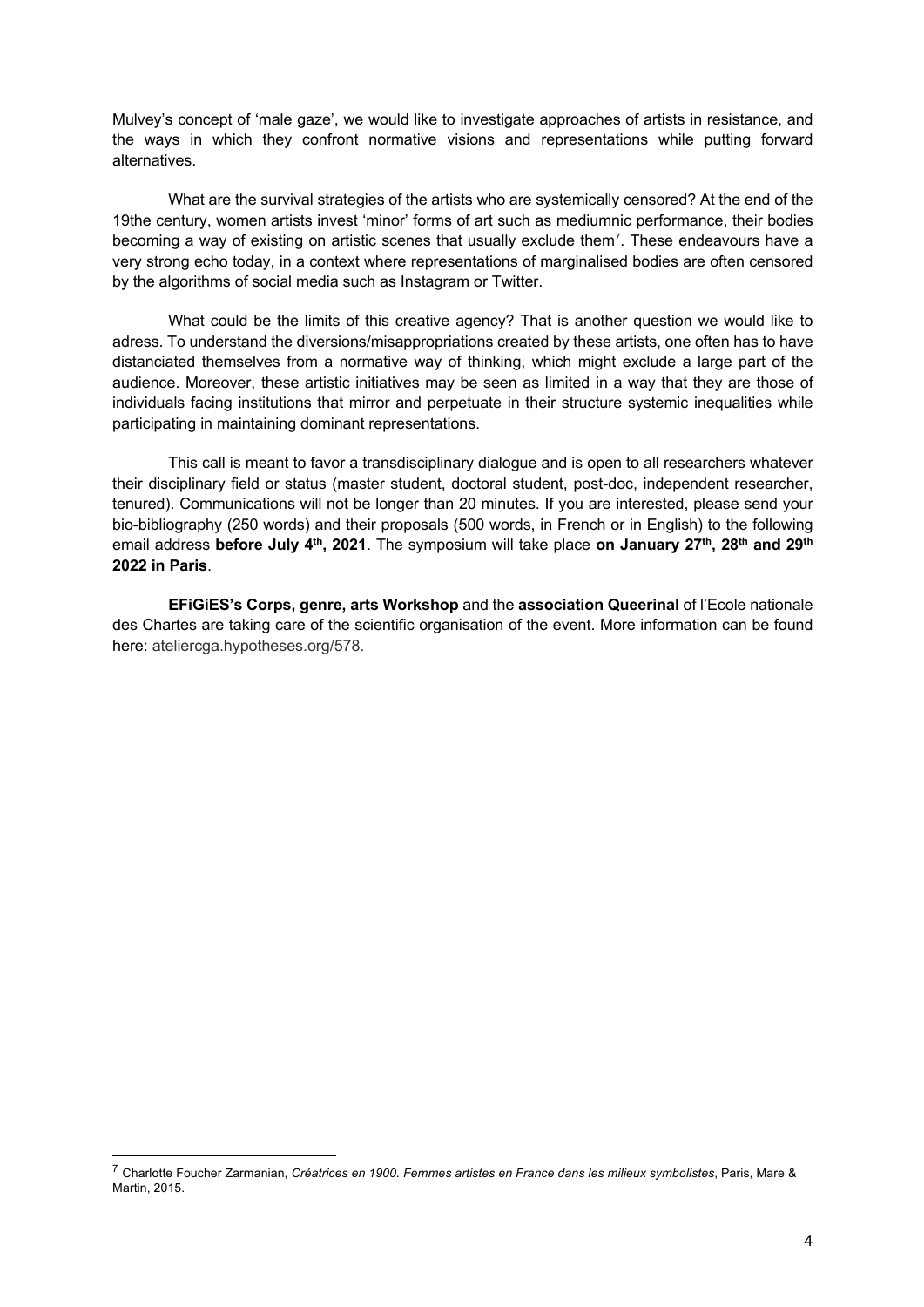Mulvey's concept of 'male gaze', we would like to investigate approaches of artists in resistance, and the ways in which they confront normative visions and representations while putting forward alternatives.

What are the survival strategies of the artists who are systemically censored? At the end of the 19the century, women artists invest 'minor' forms of art such as mediumnic performance, their bodies becoming a way of existing on artistic scenes that usually exclude them[7]. These endeavours have a very strong echo today, in a context where representations of marginalised bodies are often censored by the algorithms of social media such as Instagram or Twitter.

What could be the limits of this creative agency? That is another question we would like to adress. To understand the diversions/misappropriations created by these artists, one often has to have distanciated themselves from a normative way of thinking, which might exclude a large part of the audience. Moreover, these artistic initiatives may be seen as limited in a way that they are those of individuals facing institutions that mirror and perpetuate in their structure systemic inequalities while participating in maintaining dominant representations.

This call is meant to favor a transdisciplinary dialogue and is open to all researchers whatever their disciplinary field or status (master student, doctoral student, post-doc, independent researcher, tenured). Communications will not be longer than 20 minutes. If you are interested, please send your bio-bibliography (250 words) and their proposals (500 words, in French or in English) to the following email address **before July 4th, 2021**. The symposium will take place **on January 27th, 28th and 29th 2022 in Paris**.

**EFiGiES's Corps, genre, arts Workshop** and the **association Queerinal** of l'Ecole nationale des Chartes are taking care of the scientific organisation of the event. More information can be found here: ateliercga.hypotheses.org/578.

---

[7] Charlotte Foucher Zarmanian, *Créatrices en 1900. Femmes artistes en France dans les milieux symbolistes*, Paris, Mare & Martin, 2015.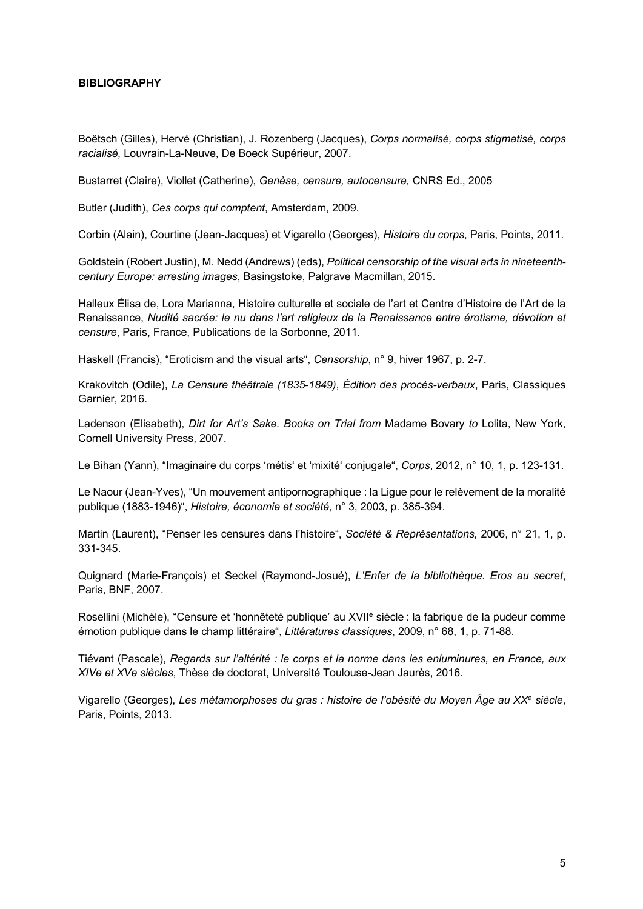**BIBLIOGRAPHY**

Boëtsch (Gilles), Hervé (Christian), J. Rozenberg (Jacques), *Corps normalisé, corps stigmatisé, corps racialisé,* Louvrain-La-Neuve, De Boeck Supérieur, 2007.

Bustarret (Claire), Viollet (Catherine), *Genèse, censure, autocensure,* CNRS Ed., 2005

Butler (Judith), *Ces corps qui comptent*, Amsterdam, 2009.

Corbin (Alain), Courtine (Jean-Jacques) et Vigarello (Georges), *Histoire du corps*, Paris, Points, 2011.

Goldstein (Robert Justin), M. Nedd (Andrews) (eds), *Political censorship of the visual arts in nineteenth-century Europe: arresting images*, Basingstoke, Palgrave Macmillan, 2015.

Halleux Élisa de, Lora Marianna, Histoire culturelle et sociale de l'art et Centre d'Histoire de l'Art de la Renaissance, *Nudité sacrée: le nu dans l'art religieux de la Renaissance entre érotisme, dévotion et censure*, Paris, France, Publications de la Sorbonne, 2011.

Haskell (Francis), "Eroticism and the visual arts", *Censorship*, n° 9, hiver 1967, p. 2-7.

Krakovitch (Odile), *La Censure théâtrale (1835-1849)*, *Édition des procès-verbaux*, Paris, Classiques Garnier, 2016.

Ladenson (Elisabeth), *Dirt for Art's Sake. Books on Trial from* Madame Bovary *to* Lolita, New York, Cornell University Press, 2007.

Le Bihan (Yann), "Imaginaire du corps 'métis' et 'mixité' conjugale", *Corps*, 2012, n° 10, 1, p. 123-131.

Le Naour (Jean-Yves), "Un mouvement antipornographique : la Ligue pour le relèvement de la moralité publique (1883-1946)", *Histoire, économie et société*, n° 3, 2003, p. 385-394.

Martin (Laurent), "Penser les censures dans l'histoire", *Société & Représentations,* 2006, n° 21, 1, p. 331-345.

Quignard (Marie-François) et Seckel (Raymond-Josué), *L'Enfer de la bibliothèque. Eros au secret*, Paris, BNF, 2007.

Rosellini (Michèle), "Censure et 'honnêteté publique' au XVII[e] siècle : la fabrique de la pudeur comme émotion publique dans le champ littéraire", *Littératures classiques*, 2009, n° 68, 1, p. 71-88.

Tiévant (Pascale), *Regards sur l'altérité : le corps et la norme dans les enluminures, en France, aux XIVe et XVe siècles*, Thèse de doctorat, Université Toulouse-Jean Jaurès, 2016.

Vigarello (Georges), *Les métamorphoses du gras : histoire de l'obésité du Moyen Âge au XX[e] siècle*, Paris, Points, 2013.